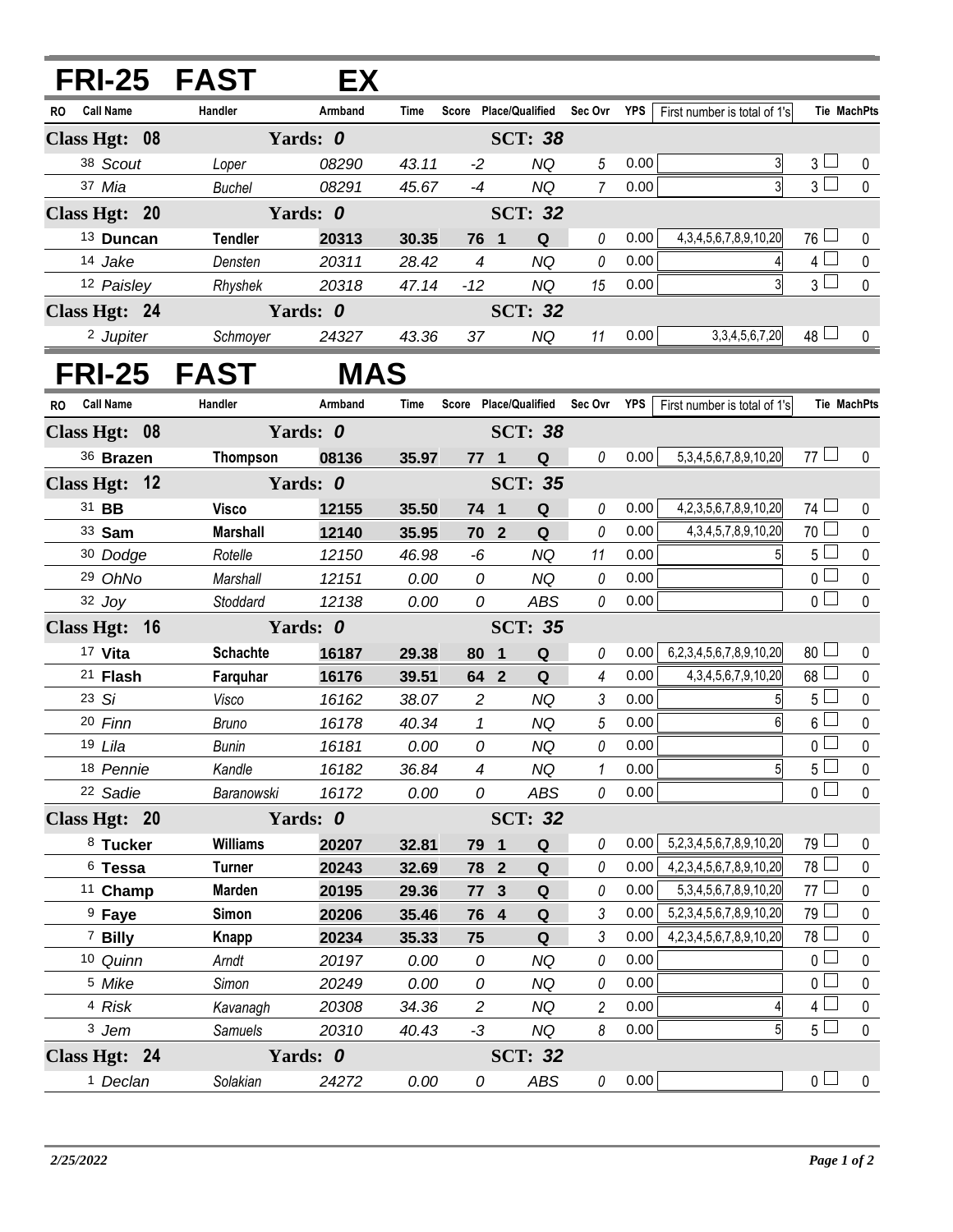# FRI-25 FAST EX

| RO | Call Name | Handler | Armband | Time | Score | Place/Qualified | | Sec Ovr | YPS | First number is total of 1's | Tie | MachPts |
|---|---|---|---|---|---|---|---|---|---|---|---|---|
| **Class Hgt: 08** | | **Yards: 0** | | | | **SCT: 38** | | | | | | |
| 38 | Scout | Loper | 08290 | 43.11 | -2 | | NQ | 5 | 0.00 | 3 | 3 | 0 |
| 37 | Mia | Buchel | 08291 | 45.67 | -4 | | NQ | 7 | 0.00 | 3 | 3 | 0 |
| **Class Hgt: 20** | | **Yards: 0** | | | | **SCT: 32** | | | | | | |
| 13 | **Duncan** | **Tendler** | **20313** | **30.35** | **76** | **1** | **Q** | 0 | 0.00 | 4,3,4,5,6,7,8,9,10,20 | 76 | 0 |
| 14 | Jake | Densten | 20311 | 28.42 | 4 | | NQ | 0 | 0.00 | 4 | 4 | 0 |
| 12 | Paisley | Rhyshek | 20318 | 47.14 | -12 | | NQ | 15 | 0.00 | 3 | 3 | 0 |
| **Class Hgt: 24** | | **Yards: 0** | | | | **SCT: 32** | | | | | | |
| 2 | Jupiter | Schmoyer | 24327 | 43.36 | 37 | | NQ | 11 | 0.00 | 3,3,4,5,6,7,20 | 48 | 0 |

# FRI-25 FAST MAS

| RO | Call Name | Handler | Armband | Time | Score | Place/Qualified | | Sec Ovr | YPS | First number is total of 1's | Tie | MachPts |
|---|---|---|---|---|---|---|---|---|---|---|---|---|
| **Class Hgt: 08** | | **Yards: 0** | | | | **SCT: 38** | | | | | | |
| 36 | **Brazen** | **Thompson** | **08136** | **35.97** | **77** | **1** | **Q** | 0 | 0.00 | 5,3,4,5,6,7,8,9,10,20 | 77 | 0 |
| **Class Hgt: 12** | | **Yards: 0** | | | | **SCT: 35** | | | | | | |
| 31 | **BB** | **Visco** | **12155** | **35.50** | **74** | **1** | **Q** | 0 | 0.00 | 4,2,3,5,6,7,8,9,10,20 | 74 | 0 |
| 33 | **Sam** | **Marshall** | **12140** | **35.95** | **70** | **2** | **Q** | 0 | 0.00 | 4,3,4,5,7,8,9,10,20 | 70 | 0 |
| 30 | Dodge | Rotelle | 12150 | 46.98 | -6 | | NQ | 11 | 0.00 | 5 | 5 | 0 |
| 29 | OhNo | Marshall | 12151 | 0.00 | 0 | | NQ | 0 | 0.00 | | 0 | 0 |
| 32 | Joy | Stoddard | 12138 | 0.00 | 0 | | ABS | 0 | 0.00 | | 0 | 0 |
| **Class Hgt: 16** | | **Yards: 0** | | | | **SCT: 35** | | | | | | |
| 17 | **Vita** | **Schachte** | **16187** | **29.38** | **80** | **1** | **Q** | 0 | 0.00 | 6,2,3,4,5,6,7,8,9,10,20 | 80 | 0 |
| 21 | **Flash** | **Farquhar** | **16176** | **39.51** | **64** | **2** | **Q** | 4 | 0.00 | 4,3,4,5,6,7,9,10,20 | 68 | 0 |
| 23 | Si | Visco | 16162 | 38.07 | 2 | | NQ | 3 | 0.00 | 5 | 5 | 0 |
| 20 | Finn | Bruno | 16178 | 40.34 | 1 | | NQ | 5 | 0.00 | 6 | 6 | 0 |
| 19 | Lila | Bunin | 16181 | 0.00 | 0 | | NQ | 0 | 0.00 | | 0 | 0 |
| 18 | Pennie | Kandle | 16182 | 36.84 | 4 | | NQ | 1 | 0.00 | 5 | 5 | 0 |
| 22 | Sadie | Baranowski | 16172 | 0.00 | 0 | | ABS | 0 | 0.00 | | 0 | 0 |
| **Class Hgt: 20** | | **Yards: 0** | | | | **SCT: 32** | | | | | | |
| 8 | **Tucker** | **Williams** | **20207** | **32.81** | **79** | **1** | **Q** | 0 | 0.00 | 5,2,3,4,5,6,7,8,9,10,20 | 79 | 0 |
| 6 | **Tessa** | **Turner** | **20243** | **32.69** | **78** | **2** | **Q** | 0 | 0.00 | 4,2,3,4,5,6,7,8,9,10,20 | 78 | 0 |
| 11 | **Champ** | **Marden** | **20195** | **29.36** | **77** | **3** | **Q** | 0 | 0.00 | 5,3,4,5,6,7,8,9,10,20 | 77 | 0 |
| 9 | **Faye** | **Simon** | **20206** | **35.46** | **76** | **4** | **Q** | 3 | 0.00 | 5,2,3,4,5,6,7,8,9,10,20 | 79 | 0 |
| 7 | **Billy** | **Knapp** | **20234** | **35.33** | **75** | | **Q** | 3 | 0.00 | 4,2,3,4,5,6,7,8,9,10,20 | 78 | 0 |
| 10 | Quinn | Arndt | 20197 | 0.00 | 0 | | NQ | 0 | 0.00 | | 0 | 0 |
| 5 | Mike | Simon | 20249 | 0.00 | 0 | | NQ | 0 | 0.00 | | 0 | 0 |
| 4 | Risk | Kavanagh | 20308 | 34.36 | 2 | | NQ | 2 | 0.00 | 4 | 4 | 0 |
| 3 | Jem | Samuels | 20310 | 40.43 | -3 | | NQ | 8 | 0.00 | 5 | 5 | 0 |
| **Class Hgt: 24** | | **Yards: 0** | | | | **SCT: 32** | | | | | | |
| 1 | Declan | Solakian | 24272 | 0.00 | 0 | | ABS | 0 | 0.00 | | 0 | 0 |

*2/25/2022*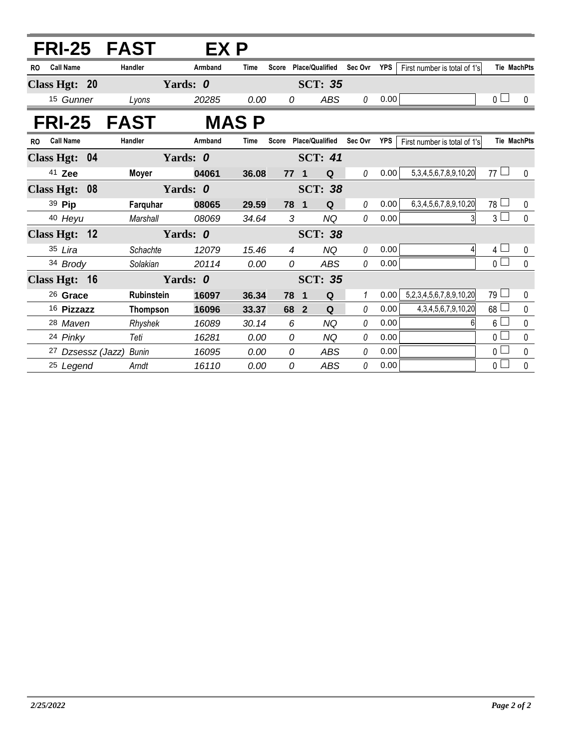## FRI-25 FAST EX P

| RO | Call Name | Handler | Armband | Time | Score | Place/Qualified | | Sec Ovr | YPS | First number is total of 1's | Tie | MachPts |
|---|---|---|---|---|---|---|---|---|---|---|---|---|
| **Class Hgt: 20** | | **Yards: 0** | | | | **SCT: 35** | | | | | | |
| 15 | Gunner | Lyons | 20285 | 0.00 | 0 | | ABS | 0 | 0.00 | | 0 | 0 |

## FRI-25 FAST MAS P

| RO | Call Name | Handler | Armband | Time | Score | Place/Qualified | | Sec Ovr | YPS | First number is total of 1's | Tie | MachPts |
|---|---|---|---|---|---|---|---|---|---|---|---|---|
| **Class Hgt: 04** | | **Yards: 0** | | | | **SCT: 41** | | | | | | |
| 41 | **Zee** | **Moyer** | **04061** | **36.08** | **77** | **1** | **Q** | 0 | 0.00 | 5,3,4,5,6,7,8,9,10,20 | 77 | 0 |
| **Class Hgt: 08** | | **Yards: 0** | | | | **SCT: 38** | | | | | | |
| 39 | **Pip** | **Farquhar** | **08065** | **29.59** | **78** | **1** | **Q** | 0 | 0.00 | 6,3,4,5,6,7,8,9,10,20 | 78 | 0 |
| 40 | Heyu | Marshall | 08069 | 34.64 | 3 | | NQ | 0 | 0.00 | 3 | 3 | 0 |
| **Class Hgt: 12** | | **Yards: 0** | | | | **SCT: 38** | | | | | | |
| 35 | Lira | Schachte | 12079 | 15.46 | 4 | | NQ | 0 | 0.00 | 4 | 4 | 0 |
| 34 | Brody | Solakian | 20114 | 0.00 | 0 | | ABS | 0 | 0.00 | | 0 | 0 |
| **Class Hgt: 16** | | **Yards: 0** | | | | **SCT: 35** | | | | | | |
| 26 | **Grace** | **Rubinstein** | **16097** | **36.34** | **78** | **1** | **Q** | 1 | 0.00 | 5,2,3,4,5,6,7,8,9,10,20 | 79 | 0 |
| 16 | **Pizzazz** | **Thompson** | **16096** | **33.37** | **68** | **2** | **Q** | 0 | 0.00 | 4,3,4,5,6,7,9,10,20 | 68 | 0 |
| 28 | Maven | Rhyshek | 16089 | 30.14 | 6 | | NQ | 0 | 0.00 | 6 | 6 | 0 |
| 24 | Pinky | Teti | 16281 | 0.00 | 0 | | NQ | 0 | 0.00 | | 0 | 0 |
| 27 | Dzsessz (Jazz) | Bunin | 16095 | 0.00 | 0 | | ABS | 0 | 0.00 | | 0 | 0 |
| 25 | Legend | Arndt | 16110 | 0.00 | 0 | | ABS | 0 | 0.00 | | 0 | 0 |

*2/25/2022*